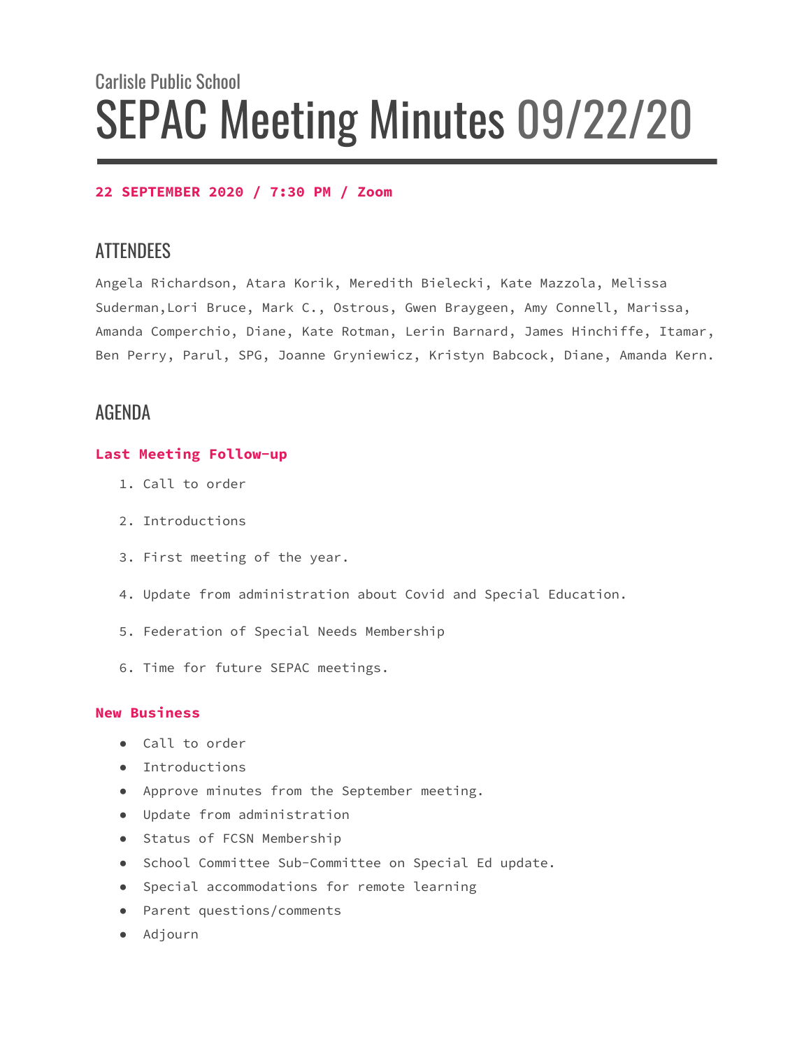Carlisle Public School

# SEPAC Meeting Minutes 09/22/20

**22 SEPTEMBER 2020 / 7:30 PM / Zoom**

## ATTENDEES

Angela Richardson, Atara Korik, Meredith Bielecki, Kate Mazzola, Melissa Suderman,Lori Bruce, Mark C., Ostrous, Gwen Braygeen, Amy Connell, Marissa, Amanda Comperchio, Diane, Kate Rotman, Lerin Barnard, James Hinchiffe, Itamar, Ben Perry, Parul, SPG, Joanne Gryniewicz, Kristyn Babcock, Diane, Amanda Kern.

## AGENDA

### Last Meeting Follow-up

1. Call to order
2. Introductions
3. First meeting of the year.
4. Update from administration about Covid and Special Education.
5. Federation of Special Needs Membership
6. Time for future SEPAC meetings.

### New Business

- Call to order
- Introductions
- Approve minutes from the September meeting.
- Update from administration
- Status of FCSN Membership
- School Committee Sub-Committee on Special Ed update.
- Special accommodations for remote learning
- Parent questions/comments
- Adjourn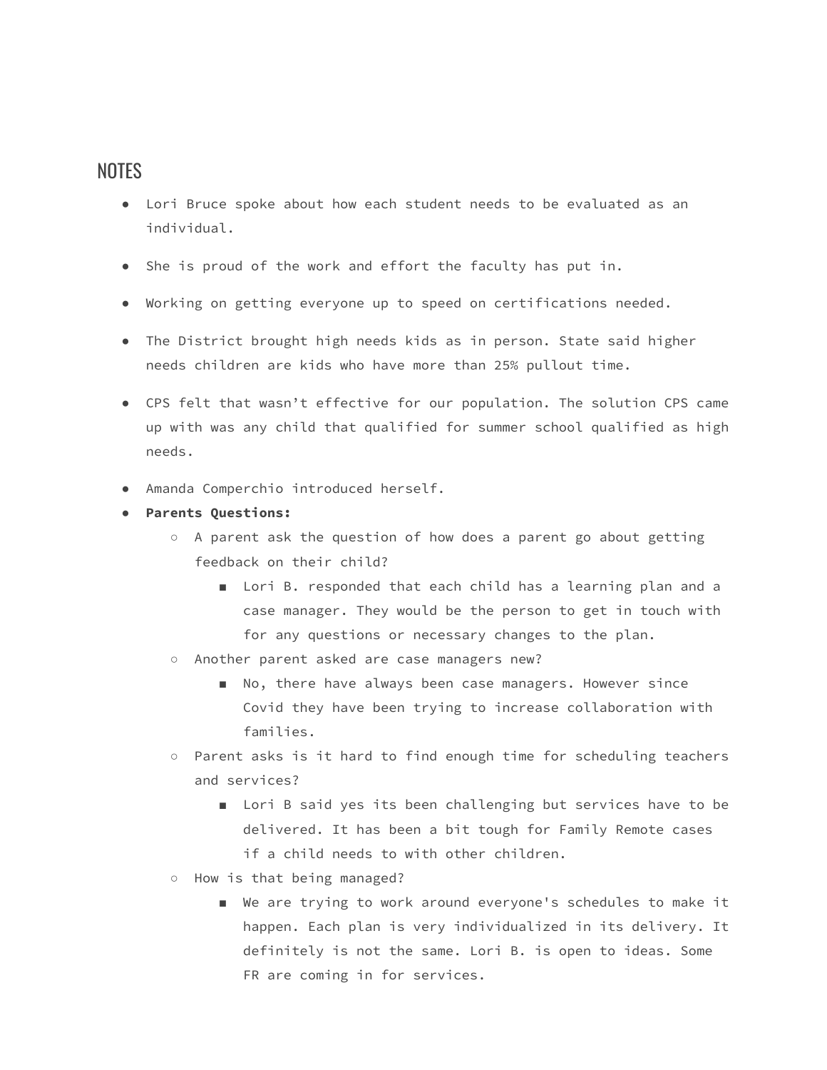## NOTES

- Lori Bruce spoke about how each student needs to be evaluated as an individual.
- She is proud of the work and effort the faculty has put in.
- Working on getting everyone up to speed on certifications needed.
- The District brought high needs kids as in person. State said higher needs children are kids who have more than 25% pullout time.
- CPS felt that wasn't effective for our population. The solution CPS came up with was any child that qualified for summer school qualified as high needs.
- Amanda Comperchio introduced herself.
- **Parents Questions:**
  - A parent ask the question of how does a parent go about getting feedback on their child?
    - Lori B. responded that each child has a learning plan and a case manager. They would be the person to get in touch with for any questions or necessary changes to the plan.
  - Another parent asked are case managers new?
    - No, there have always been case managers. However since Covid they have been trying to increase collaboration with families.
  - Parent asks is it hard to find enough time for scheduling teachers and services?
    - Lori B said yes its been challenging but services have to be delivered. It has been a bit tough for Family Remote cases if a child needs to with other children.
  - How is that being managed?
    - We are trying to work around everyone's schedules to make it happen. Each plan is very individualized in its delivery. It definitely is not the same. Lori B. is open to ideas. Some FR are coming in for services.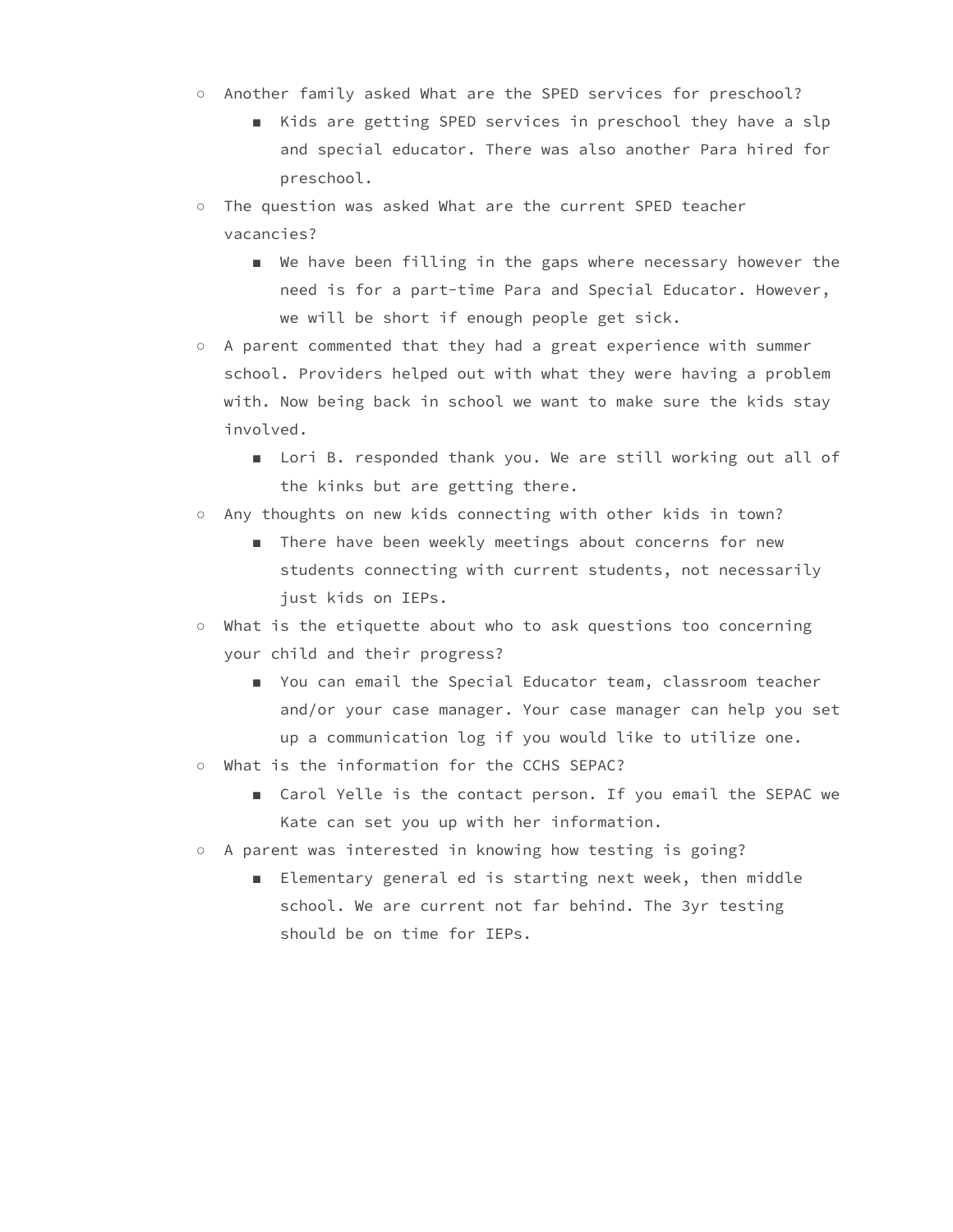- Another family asked What are the SPED services for preschool?
    - Kids are getting SPED services in preschool they have a slp and special educator. There was also another Para hired for preschool.
- The question was asked What are the current SPED teacher vacancies?
    - We have been filling in the gaps where necessary however the need is for a part-time Para and Special Educator. However, we will be short if enough people get sick.
- A parent commented that they had a great experience with summer school. Providers helped out with what they were having a problem with. Now being back in school we want to make sure the kids stay involved.
    - Lori B. responded thank you. We are still working out all of the kinks but are getting there.
- Any thoughts on new kids connecting with other kids in town?
    - There have been weekly meetings about concerns for new students connecting with current students, not necessarily just kids on IEPs.
- What is the etiquette about who to ask questions too concerning your child and their progress?
    - You can email the Special Educator team, classroom teacher and/or your case manager. Your case manager can help you set up a communication log if you would like to utilize one.
- What is the information for the CCHS SEPAC?
    - Carol Yelle is the contact person. If you email the SEPAC we Kate can set you up with her information.
- A parent was interested in knowing how testing is going?
    - Elementary general ed is starting next week, then middle school. We are current not far behind. The 3yr testing should be on time for IEPs.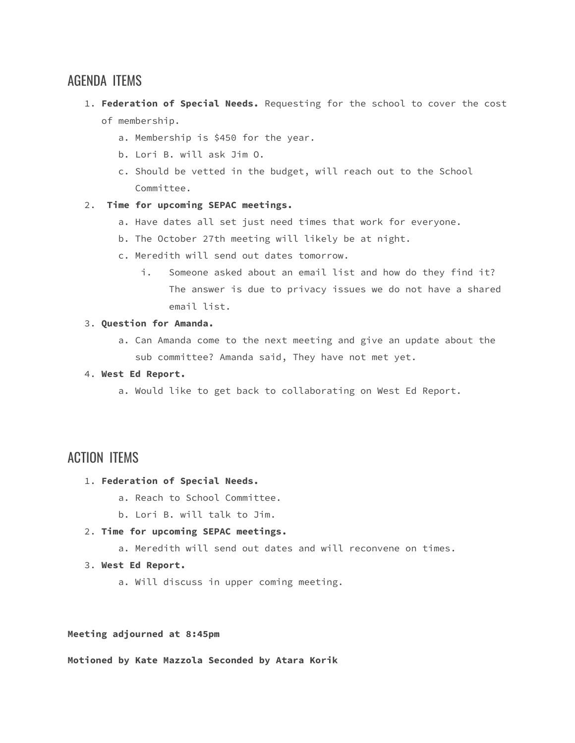## AGENDA ITEMS

1. **Federation of Special Needs.** Requesting for the school to cover the cost of membership.
   a. Membership is $450 for the year.
   b. Lori B. will ask Jim O.
   c. Should be vetted in the budget, will reach out to the School Committee.
2. **Time for upcoming SEPAC meetings.**
   a. Have dates all set just need times that work for everyone.
   b. The October 27th meeting will likely be at night.
   c. Meredith will send out dates tomorrow.
      i. Someone asked about an email list and how do they find it? The answer is due to privacy issues we do not have a shared email list.
3. **Question for Amanda.**
   a. Can Amanda come to the next meeting and give an update about the sub committee? Amanda said, They have not met yet.
4. **West Ed Report.**
   a. Would like to get back to collaborating on West Ed Report.

## ACTION ITEMS

1. **Federation of Special Needs.**
   a. Reach to School Committee.
   b. Lori B. will talk to Jim.
2. **Time for upcoming SEPAC meetings.**
   a. Meredith will send out dates and will reconvene on times.
3. **West Ed Report.**
   a. Will discuss in upper coming meeting.

**Meeting adjourned at 8:45pm**

**Motioned by Kate Mazzola Seconded by Atara Korik**